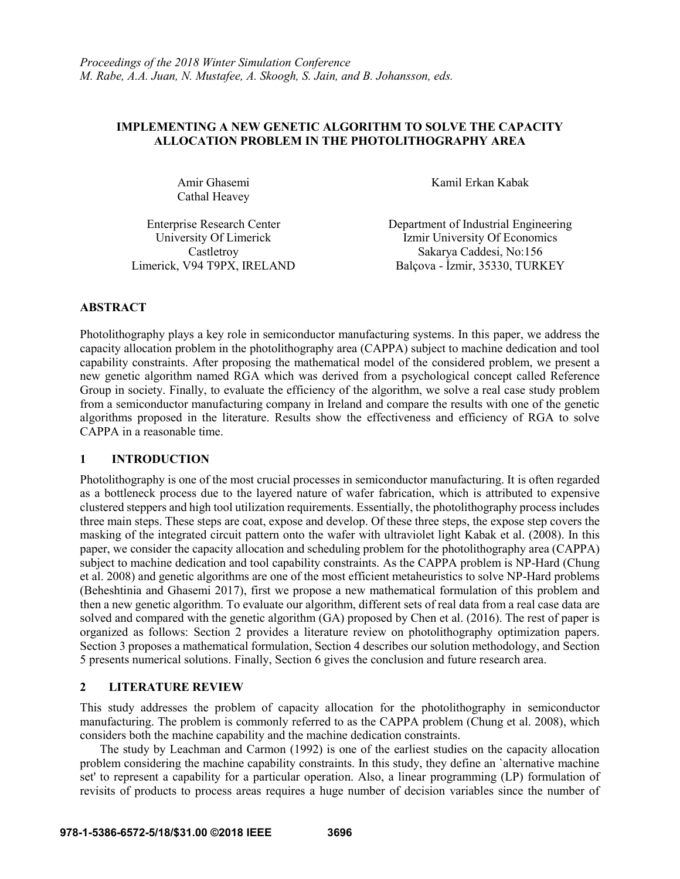*Proceedings of the 2018 Winter Simulation Conference*
*M. Rabe, A.A. Juan, N. Mustafee, A. Skoogh, S. Jain, and B. Johansson, eds.*

# IMPLEMENTING A NEW GENETIC ALGORITHM TO SOLVE THE CAPACITY ALLOCATION PROBLEM IN THE PHOTOLITHOGRAPHY AREA

Amir Ghasemi
Cathal Heavey

Enterprise Research Center
University Of Limerick
Castletroy
Limerick, V94 T9PX, IRELAND

Kamil Erkan Kabak

Department of Industrial Engineering
Izmir University Of Economics
Sakarya Caddesi, No:156
Balçova - İzmir, 35330, TURKEY

## ABSTRACT

Photolithography plays a key role in semiconductor manufacturing systems. In this paper, we address the capacity allocation problem in the photolithography area (CAPPA) subject to machine dedication and tool capability constraints. After proposing the mathematical model of the considered problem, we present a new genetic algorithm named RGA which was derived from a psychological concept called Reference Group in society. Finally, to evaluate the efficiency of the algorithm, we solve a real case study problem from a semiconductor manufacturing company in Ireland and compare the results with one of the genetic algorithms proposed in the literature. Results show the effectiveness and efficiency of RGA to solve CAPPA in a reasonable time.

## 1 INTRODUCTION

Photolithography is one of the most crucial processes in semiconductor manufacturing. It is often regarded as a bottleneck process due to the layered nature of wafer fabrication, which is attributed to expensive clustered steppers and high tool utilization requirements. Essentially, the photolithography process includes three main steps. These steps are coat, expose and develop. Of these three steps, the expose step covers the masking of the integrated circuit pattern onto the wafer with ultraviolet light Kabak et al. (2008). In this paper, we consider the capacity allocation and scheduling problem for the photolithography area (CAPPA) subject to machine dedication and tool capability constraints. As the CAPPA problem is NP-Hard (Chung et al. 2008) and genetic algorithms are one of the most efficient metaheuristics to solve NP-Hard problems (Beheshtinia and Ghasemi 2017), first we propose a new mathematical formulation of this problem and then a new genetic algorithm. To evaluate our algorithm, different sets of real data from a real case data are solved and compared with the genetic algorithm (GA) proposed by Chen et al. (2016). The rest of paper is organized as follows: Section 2 provides a literature review on photolithography optimization papers. Section 3 proposes a mathematical formulation, Section 4 describes our solution methodology, and Section 5 presents numerical solutions. Finally, Section 6 gives the conclusion and future research area.

## 2 LITERATURE REVIEW

This study addresses the problem of capacity allocation for the photolithography in semiconductor manufacturing. The problem is commonly referred to as the CAPPA problem (Chung et al. 2008), which considers both the machine capability and the machine dedication constraints.

The study by Leachman and Carmon (1992) is one of the earliest studies on the capacity allocation problem considering the machine capability constraints. In this study, they define an `alternative machine set' to represent a capability for a particular operation. Also, a linear programming (LP) formulation of revisits of products to process areas requires a huge number of decision variables since the number of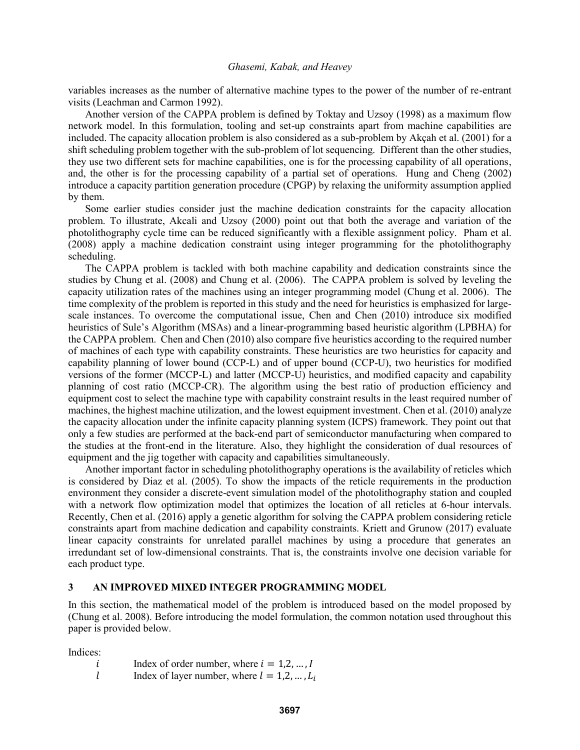variables increases as the number of alternative machine types to the power of the number of re-entrant visits (Leachman and Carmon 1992).

Another version of the CAPPA problem is defined by Toktay and Uzsoy (1998) as a maximum flow network model. In this formulation, tooling and set-up constraints apart from machine capabilities are included. The capacity allocation problem is also considered as a sub-problem by Akçah et al. (2001) for a shift scheduling problem together with the sub-problem of lot sequencing. Different than the other studies, they use two different sets for machine capabilities, one is for the processing capability of all operations, and, the other is for the processing capability of a partial set of operations. Hung and Cheng (2002) introduce a capacity partition generation procedure (CPGP) by relaxing the uniformity assumption applied by them.

Some earlier studies consider just the machine dedication constraints for the capacity allocation problem. To illustrate, Akcali and Uzsoy (2000) point out that both the average and variation of the photolithography cycle time can be reduced significantly with a flexible assignment policy. Pham et al. (2008) apply a machine dedication constraint using integer programming for the photolithography scheduling.

The CAPPA problem is tackled with both machine capability and dedication constraints since the studies by Chung et al. (2008) and Chung et al. (2006). The CAPPA problem is solved by leveling the capacity utilization rates of the machines using an integer programming model (Chung et al. 2006). The time complexity of the problem is reported in this study and the need for heuristics is emphasized for large-scale instances. To overcome the computational issue, Chen and Chen (2010) introduce six modified heuristics of Sule's Algorithm (MSAs) and a linear-programming based heuristic algorithm (LPBHA) for the CAPPA problem. Chen and Chen (2010) also compare five heuristics according to the required number of machines of each type with capability constraints. These heuristics are two heuristics for capacity and capability planning of lower bound (CCP-L) and of upper bound (CCP-U), two heuristics for modified versions of the former (MCCP-L) and latter (MCCP-U) heuristics, and modified capacity and capability planning of cost ratio (MCCP-CR). The algorithm using the best ratio of production efficiency and equipment cost to select the machine type with capability constraint results in the least required number of machines, the highest machine utilization, and the lowest equipment investment. Chen et al. (2010) analyze the capacity allocation under the infinite capacity planning system (ICPS) framework. They point out that only a few studies are performed at the back-end part of semiconductor manufacturing when compared to the studies at the front-end in the literature. Also, they highlight the consideration of dual resources of equipment and the jig together with capacity and capabilities simultaneously.

Another important factor in scheduling photolithography operations is the availability of reticles which is considered by Diaz et al. (2005). To show the impacts of the reticle requirements in the production environment they consider a discrete-event simulation model of the photolithography station and coupled with a network flow optimization model that optimizes the location of all reticles at 6-hour intervals. Recently, Chen et al. (2016) apply a genetic algorithm for solving the CAPPA problem considering reticle constraints apart from machine dedication and capability constraints. Kriett and Grunow (2017) evaluate linear capacity constraints for unrelated parallel machines by using a procedure that generates an irredundant set of low-dimensional constraints. That is, the constraints involve one decision variable for each product type.

## 3 AN IMPROVED MIXED INTEGER PROGRAMMING MODEL

In this section, the mathematical model of the problem is introduced based on the model proposed by (Chung et al. 2008). Before introducing the model formulation, the common notation used throughout this paper is provided below.

Indices:

- $i$ Index of order number, where $i = 1,2, \dots, I$
- $l$ Index of layer number, where $l = 1,2, \dots, L_i$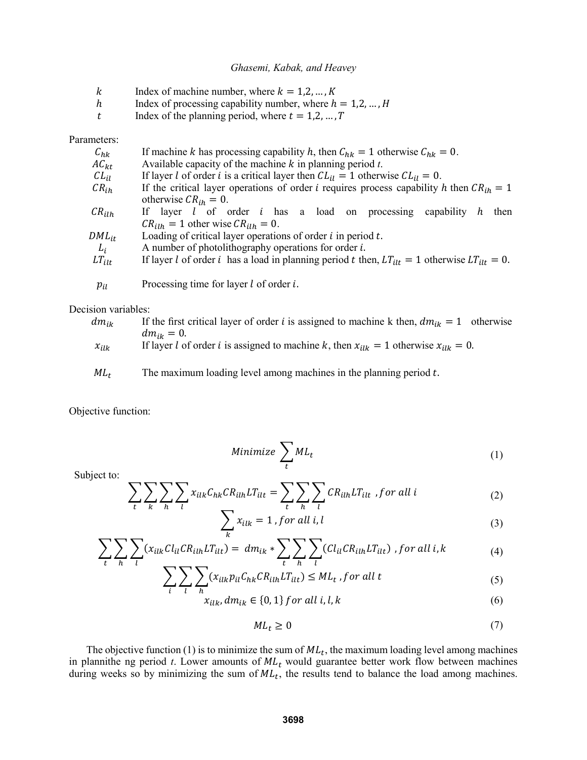| | |
|---|---|
| $k$ | Index of machine number, where $k = 1,2,\dots,K$ |
| $h$ | Index of processing capability number, where $h = 1,2,\dots,H$ |
| $t$ | Index of the planning period, where $t = 1,2,\dots,T$ |

Parameters:

| | |
|---|---|
| $C_{hk}$ | If machine $k$ has processing capability $h$, then $C_{hk} = 1$ otherwise $C_{hk} = 0$. |
| $AC_{kt}$ | Available capacity of the machine $k$ in planning period $t$. |
| $CL_{il}$ | If layer $l$ of order $i$ is a critical layer then $CL_{il} = 1$ otherwise $CL_{il} = 0$. |
| $CR_{ih}$ | If the critical layer operations of order $i$ requires process capability $h$ then $CR_{ih} = 1$ otherwise $CR_{ih} = 0$. |
| $CR_{ilh}$ | If layer $l$ of order $i$ has a load on processing capability $h$ then $CR_{ilh} = 1$ other wise $CR_{ilh} = 0$. |
| $DML_{it}$ | Loading of critical layer operations of order $i$ in period $t$. |
| $L_i$ | A number of photolithography operations for order $i$. |
| $LT_{ilt}$ | If layer $l$ of order $i$ has a load in planning period $t$ then, $LT_{ilt} = 1$ otherwise $LT_{ilt} = 0$. |
| $p_{il}$ | Processing time for layer $l$ of order $i$. |

Decision variables:

| | |
|---|---|
| $dm_{ik}$ | If the first critical layer of order $i$ is assigned to machine k then, $dm_{ik} = 1$ otherwise $dm_{ik} = 0$. |
| $x_{ilk}$ | If layer $l$ of order $i$ is assigned to machine $k$, then $x_{ilk} = 1$ otherwise $x_{ilk} = 0$. |
| $ML_t$ | The maximum loading level among machines in the planning period $t$. |

Objective function:

$$Minimize \sum_t ML_t \tag{1}$$

Subject to:

$$\sum_t \sum_k \sum_h \sum_l x_{ilk} C_{hk} CR_{ilh} LT_{ilt} = \sum_t \sum_h \sum_l CR_{ilh} LT_{ilt} \ \ , for\ all\ i \tag{2}$$

$$\sum_k x_{ilk} = 1 \ , for\ all\ i, l \tag{3}$$

$$\sum_t \sum_h \sum_l (x_{ilk} Cl_{il} CR_{ilh} LT_{ilt}) = \ dm_{ik} * \sum_t \sum_h \sum_l (Cl_{il} CR_{ilh} LT_{ilt}) \ \ , for\ all\ i, k \tag{4}$$

$$\sum_i \sum_l \sum_h (x_{ilk} p_{il} C_{hk} CR_{ilh} LT_{ilt}) \leq ML_t \ , for\ all\ t \tag{5}$$

$$x_{ilk}, dm_{ik} \in \{0,1\}\ for\ all\ i, l, k \tag{6}$$

$$ML_t \geq 0 \tag{7}$$

The objective function (1) is to minimize the sum of $ML_t$, the maximum loading level among machines in plannithe ng period $t$. Lower amounts of $ML_t$ would guarantee better work flow between machines during weeks so by minimizing the sum of $ML_t$, the results tend to balance the load among machines.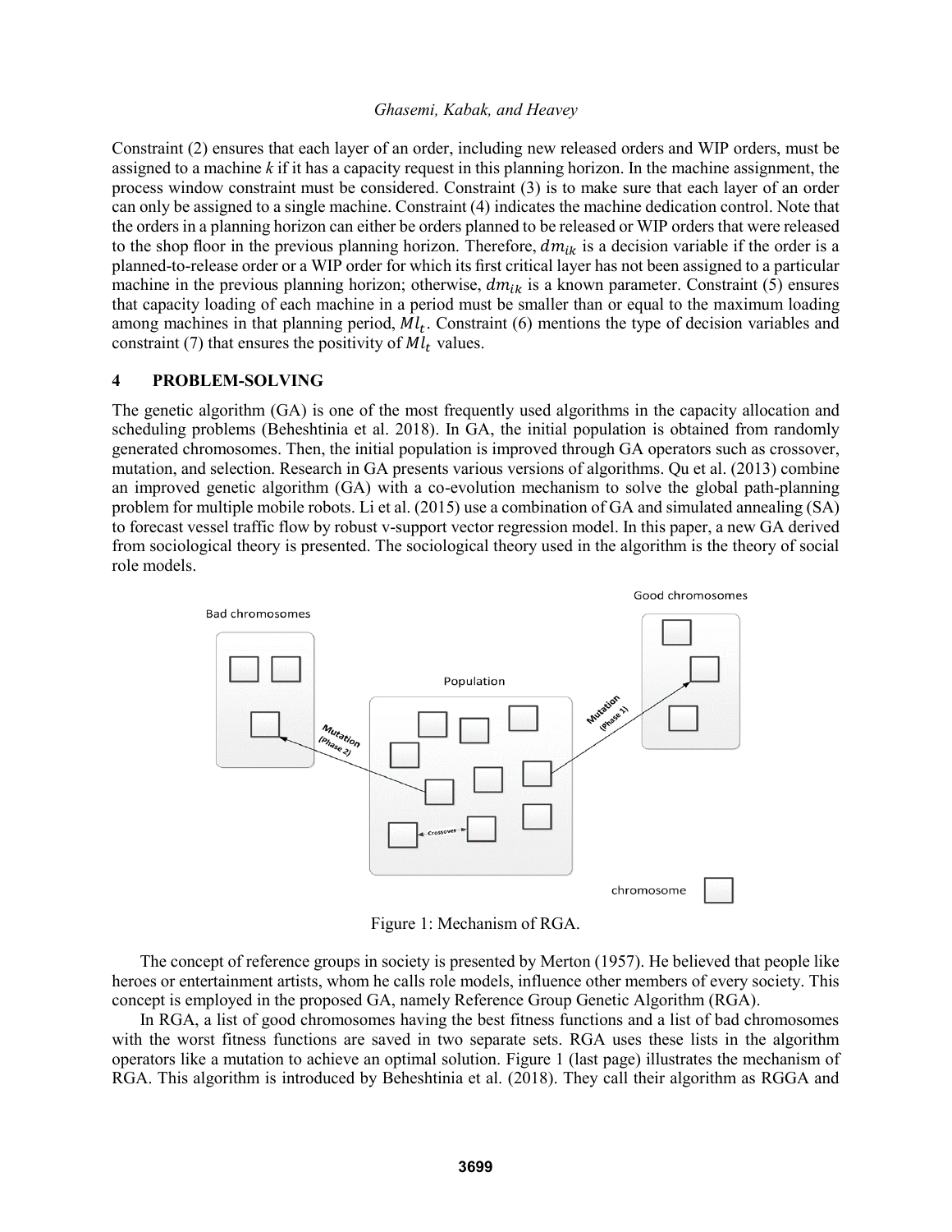Constraint (2) ensures that each layer of an order, including new released orders and WIP orders, must be assigned to a machine *k* if it has a capacity request in this planning horizon. In the machine assignment, the process window constraint must be considered. Constraint (3) is to make sure that each layer of an order can only be assigned to a single machine. Constraint (4) indicates the machine dedication control. Note that the orders in a planning horizon can either be orders planned to be released or WIP orders that were released to the shop floor in the previous planning horizon. Therefore, $dm_{ik}$ is a decision variable if the order is a planned-to-release order or a WIP order for which its first critical layer has not been assigned to a particular machine in the previous planning horizon; otherwise, $dm_{ik}$ is a known parameter. Constraint (5) ensures that capacity loading of each machine in a period must be smaller than or equal to the maximum loading among machines in that planning period, $Ml_t$. Constraint (6) mentions the type of decision variables and constraint (7) that ensures the positivity of $Ml_t$ values.

# 4 PROBLEM-SOLVING

The genetic algorithm (GA) is one of the most frequently used algorithms in the capacity allocation and scheduling problems (Beheshtinia et al. 2018). In GA, the initial population is obtained from randomly generated chromosomes. Then, the initial population is improved through GA operators such as crossover, mutation, and selection. Research in GA presents various versions of algorithms. Qu et al. (2013) combine an improved genetic algorithm (GA) with a co-evolution mechanism to solve the global path-planning problem for multiple mobile robots. Li et al. (2015) use a combination of GA and simulated annealing (SA) to forecast vessel traffic flow by robust v-support vector regression model. In this paper, a new GA derived from sociological theory is presented. The sociological theory used in the algorithm is the theory of social role models.

Figure 1: Mechanism of RGA.

The concept of reference groups in society is presented by Merton (1957). He believed that people like heroes or entertainment artists, whom he calls role models, influence other members of every society. This concept is employed in the proposed GA, namely Reference Group Genetic Algorithm (RGA).

In RGA, a list of good chromosomes having the best fitness functions and a list of bad chromosomes with the worst fitness functions are saved in two separate sets. RGA uses these lists in the algorithm operators like a mutation to achieve an optimal solution. Figure 1 (last page) illustrates the mechanism of RGA. This algorithm is introduced by Beheshtinia et al. (2018). They call their algorithm as RGGA and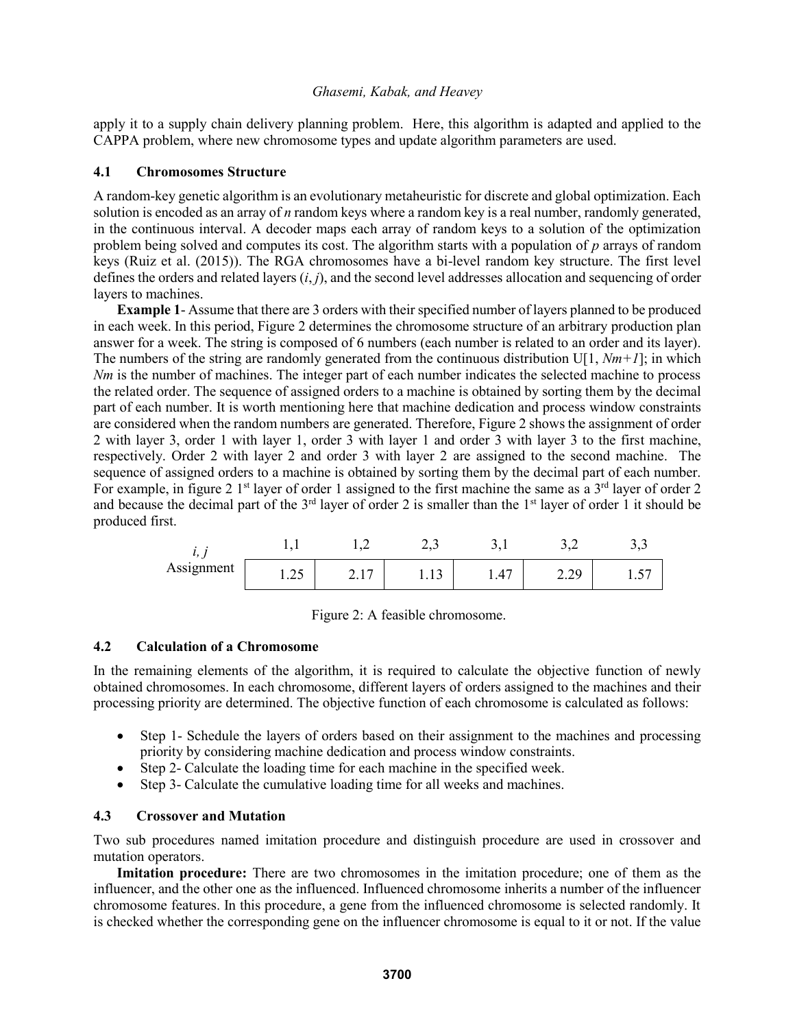apply it to a supply chain delivery planning problem. Here, this algorithm is adapted and applied to the CAPPA problem, where new chromosome types and update algorithm parameters are used.

### 4.1 Chromosomes Structure

A random-key genetic algorithm is an evolutionary metaheuristic for discrete and global optimization. Each solution is encoded as an array of *n* random keys where a random key is a real number, randomly generated, in the continuous interval. A decoder maps each array of random keys to a solution of the optimization problem being solved and computes its cost. The algorithm starts with a population of *p* arrays of random keys (Ruiz et al. (2015)). The RGA chromosomes have a bi-level random key structure. The first level defines the orders and related layers ($i, j$), and the second level addresses allocation and sequencing of order layers to machines.

**Example 1**- Assume that there are 3 orders with their specified number of layers planned to be produced in each week. In this period, Figure 2 determines the chromosome structure of an arbitrary production plan answer for a week. The string is composed of 6 numbers (each number is related to an order and its layer). The numbers of the string are randomly generated from the continuous distribution $U[1, Nm+1]$; in which $Nm$ is the number of machines. The integer part of each number indicates the selected machine to process the related order. The sequence of assigned orders to a machine is obtained by sorting them by the decimal part of each number. It is worth mentioning here that machine dedication and process window constraints are considered when the random numbers are generated. Therefore, Figure 2 shows the assignment of order 2 with layer 3, order 1 with layer 1, order 3 with layer 1 and order 3 with layer 3 to the first machine, respectively. Order 2 with layer 2 and order 3 with layer 2 are assigned to the second machine. The sequence of assigned orders to a machine is obtained by sorting them by the decimal part of each number. For example, in figure 2 1st layer of order 1 assigned to the first machine the same as a 3rd layer of order 2 and because the decimal part of the 3rd layer of order 2 is smaller than the 1st layer of order 1 it should be produced first.

| $i, j$ | 1,1 | 1,2 | 2,3 | 3,1 | 3,2 | 3,3 |
|---|---|---|---|---|---|---|
| Assignment | 1.25 | 2.17 | 1.13 | 1.47 | 2.29 | 1.57 |

Figure 2: A feasible chromosome.

### 4.2 Calculation of a Chromosome

In the remaining elements of the algorithm, it is required to calculate the objective function of newly obtained chromosomes. In each chromosome, different layers of orders assigned to the machines and their processing priority are determined. The objective function of each chromosome is calculated as follows:

- Step 1- Schedule the layers of orders based on their assignment to the machines and processing priority by considering machine dedication and process window constraints.
- Step 2- Calculate the loading time for each machine in the specified week.
- Step 3- Calculate the cumulative loading time for all weeks and machines.

### 4.3 Crossover and Mutation

Two sub procedures named imitation procedure and distinguish procedure are used in crossover and mutation operators.

**Imitation procedure:** There are two chromosomes in the imitation procedure; one of them as the influencer, and the other one as the influenced. Influenced chromosome inherits a number of the influencer chromosome features. In this procedure, a gene from the influenced chromosome is selected randomly. It is checked whether the corresponding gene on the influencer chromosome is equal to it or not. If the value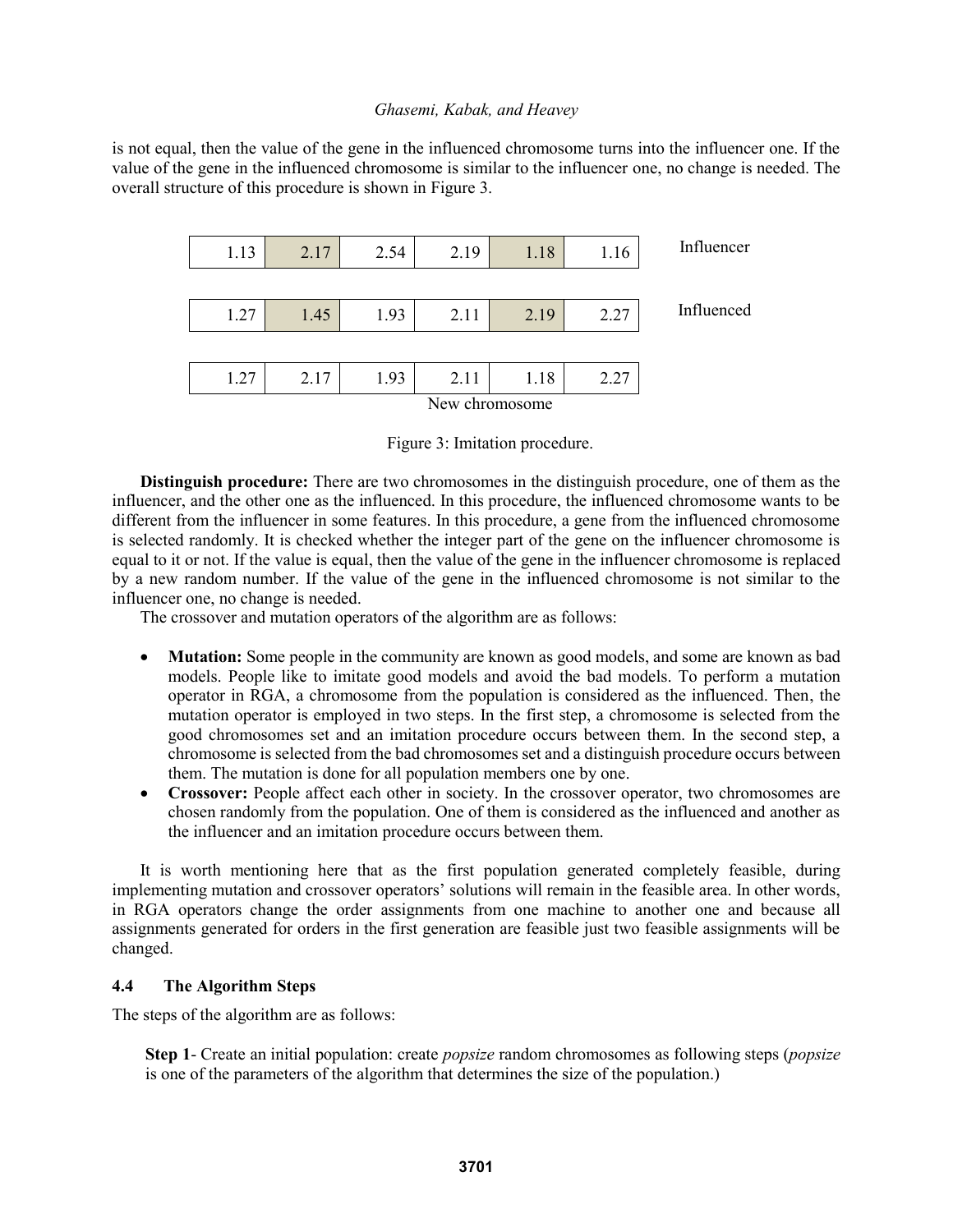is not equal, then the value of the gene in the influenced chromosome turns into the influencer one. If the value of the gene in the influenced chromosome is similar to the influencer one, no change is needed. The overall structure of this procedure is shown in Figure 3.

| | | | | | | |
|---|---|---|---|---|---|---|
| 1.13 | 2.17 | 2.54 | 2.19 | 1.18 | 1.16 | Influencer |
| 1.27 | 1.45 | 1.93 | 2.11 | 2.19 | 2.27 | Influenced |
| 1.27 | 2.17 | 1.93 | 2.11 | 1.18 | 2.27 | New chromosome |

Figure 3: Imitation procedure.

**Distinguish procedure:** There are two chromosomes in the distinguish procedure, one of them as the influencer, and the other one as the influenced. In this procedure, the influenced chromosome wants to be different from the influencer in some features. In this procedure, a gene from the influenced chromosome is selected randomly. It is checked whether the integer part of the gene on the influencer chromosome is equal to it or not. If the value is equal, then the value of the gene in the influencer chromosome is replaced by a new random number. If the value of the gene in the influenced chromosome is not similar to the influencer one, no change is needed.

The crossover and mutation operators of the algorithm are as follows:

- **Mutation:** Some people in the community are known as good models, and some are known as bad models. People like to imitate good models and avoid the bad models. To perform a mutation operator in RGA, a chromosome from the population is considered as the influenced. Then, the mutation operator is employed in two steps. In the first step, a chromosome is selected from the good chromosomes set and an imitation procedure occurs between them. In the second step, a chromosome is selected from the bad chromosomes set and a distinguish procedure occurs between them. The mutation is done for all population members one by one.
- **Crossover:** People affect each other in society. In the crossover operator, two chromosomes are chosen randomly from the population. One of them is considered as the influenced and another as the influencer and an imitation procedure occurs between them.

It is worth mentioning here that as the first population generated completely feasible, during implementing mutation and crossover operators' solutions will remain in the feasible area. In other words, in RGA operators change the order assignments from one machine to another one and because all assignments generated for orders in the first generation are feasible just two feasible assignments will be changed.

### 4.4 The Algorithm Steps

The steps of the algorithm are as follows:

**Step 1**- Create an initial population: create *popsize* random chromosomes as following steps (*popsize* is one of the parameters of the algorithm that determines the size of the population.)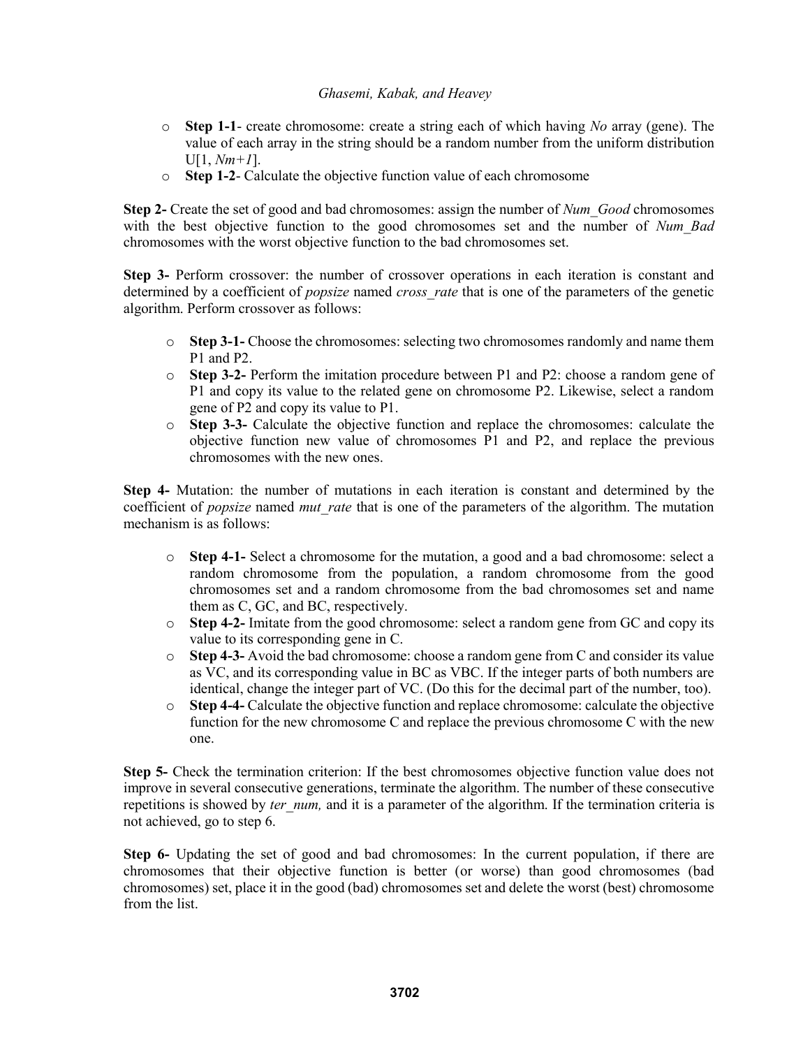- **Step 1-1**- create chromosome: create a string each of which having *No* array (gene). The value of each array in the string should be a random number from the uniform distribution U[1, *Nm+1*].
- **Step 1-2**- Calculate the objective function value of each chromosome

**Step 2-** Create the set of good and bad chromosomes: assign the number of *Num_Good* chromosomes with the best objective function to the good chromosomes set and the number of *Num_Bad* chromosomes with the worst objective function to the bad chromosomes set.

**Step 3-** Perform crossover: the number of crossover operations in each iteration is constant and determined by a coefficient of *popsize* named *cross_rate* that is one of the parameters of the genetic algorithm. Perform crossover as follows:

- **Step 3-1-** Choose the chromosomes: selecting two chromosomes randomly and name them P1 and P2.
- **Step 3-2-** Perform the imitation procedure between P1 and P2: choose a random gene of P1 and copy its value to the related gene on chromosome P2. Likewise, select a random gene of P2 and copy its value to P1.
- **Step 3-3-** Calculate the objective function and replace the chromosomes: calculate the objective function new value of chromosomes P1 and P2, and replace the previous chromosomes with the new ones.

**Step 4-** Mutation: the number of mutations in each iteration is constant and determined by the coefficient of *popsize* named *mut_rate* that is one of the parameters of the algorithm. The mutation mechanism is as follows:

- **Step 4-1-** Select a chromosome for the mutation, a good and a bad chromosome: select a random chromosome from the population, a random chromosome from the good chromosomes set and a random chromosome from the bad chromosomes set and name them as C, GC, and BC, respectively.
- **Step 4-2-** Imitate from the good chromosome: select a random gene from GC and copy its value to its corresponding gene in C.
- **Step 4-3-** Avoid the bad chromosome: choose a random gene from C and consider its value as VC, and its corresponding value in BC as VBC. If the integer parts of both numbers are identical, change the integer part of VC. (Do this for the decimal part of the number, too).
- **Step 4-4-** Calculate the objective function and replace chromosome: calculate the objective function for the new chromosome C and replace the previous chromosome C with the new one.

**Step 5-** Check the termination criterion: If the best chromosomes objective function value does not improve in several consecutive generations, terminate the algorithm. The number of these consecutive repetitions is showed by *ter_num,* and it is a parameter of the algorithm. If the termination criteria is not achieved, go to step 6.

**Step 6-** Updating the set of good and bad chromosomes: In the current population, if there are chromosomes that their objective function is better (or worse) than good chromosomes (bad chromosomes) set, place it in the good (bad) chromosomes set and delete the worst (best) chromosome from the list.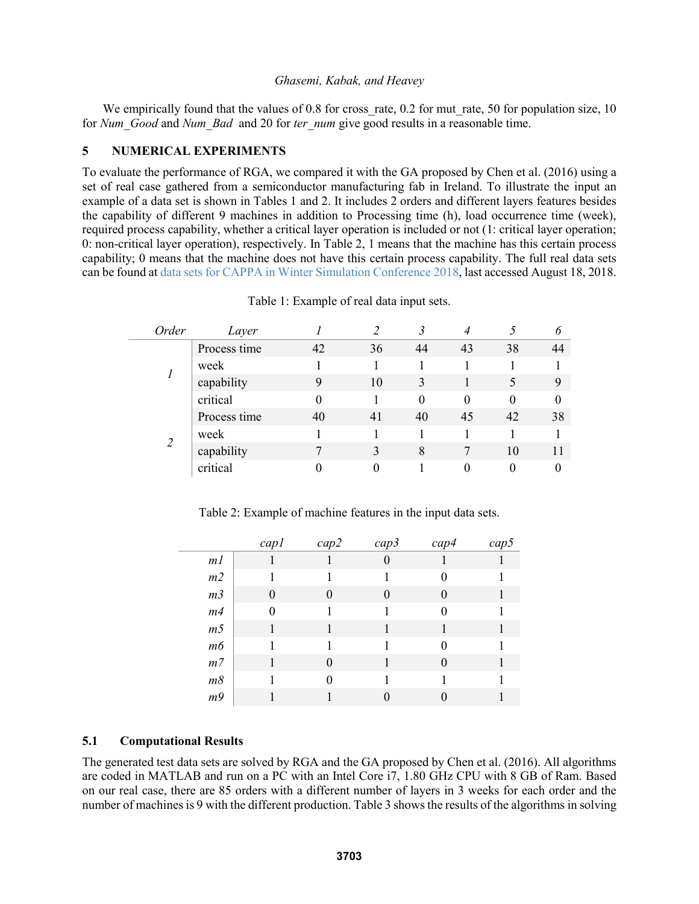We empirically found that the values of 0.8 for cross_rate, 0.2 for mut_rate, 50 for population size, 10 for *Num_Good* and *Num_Bad* and 20 for *ter_num* give good results in a reasonable time.

## 5 NUMERICAL EXPERIMENTS

To evaluate the performance of RGA, we compared it with the GA proposed by Chen et al. (2016) using a set of real case gathered from a semiconductor manufacturing fab in Ireland. To illustrate the input an example of a data set is shown in Tables 1 and 2. It includes 2 orders and different layers features besides the capability of different 9 machines in addition to Processing time (h), load occurrence time (week), required process capability, whether a critical layer operation is included or not (1: critical layer operation; 0: non-critical layer operation), respectively. In Table 2, 1 means that the machine has this certain process capability; 0 means that the machine does not have this certain process capability. The full real data sets can be found at data sets for CAPPA in Winter Simulation Conference 2018, last accessed August 18, 2018.

Table 1: Example of real data input sets.

| *Order* | *Layer* | *1* | *2* | *3* | *4* | *5* | *6* |
|---|---|---|---|---|---|---|---|
| *1* | Process time | 42 | 36 | 44 | 43 | 38 | 44 |
| | week | 1 | 1 | 1 | 1 | 1 | 1 |
| | capability | 9 | 10 | 3 | 1 | 5 | 9 |
| | critical | 0 | 1 | 0 | 0 | 0 | 0 |
| *2* | Process time | 40 | 41 | 40 | 45 | 42 | 38 |
| | week | 1 | 1 | 1 | 1 | 1 | 1 |
| | capability | 7 | 3 | 8 | 7 | 10 | 11 |
| | critical | 0 | 0 | 1 | 0 | 0 | 0 |

Table 2: Example of machine features in the input data sets.

| | *cap1* | *cap2* | *cap3* | *cap4* | *cap5* |
|---|---|---|---|---|---|
| *m1* | 1 | 1 | 0 | 1 | 1 |
| *m2* | 1 | 1 | 1 | 0 | 1 |
| *m3* | 0 | 0 | 0 | 0 | 1 |
| *m4* | 0 | 1 | 1 | 0 | 1 |
| *m5* | 1 | 1 | 1 | 1 | 1 |
| *m6* | 1 | 1 | 1 | 0 | 1 |
| *m7* | 1 | 0 | 1 | 0 | 1 |
| *m8* | 1 | 0 | 1 | 1 | 1 |
| *m9* | 1 | 1 | 0 | 0 | 1 |

### 5.1 Computational Results

The generated test data sets are solved by RGA and the GA proposed by Chen et al. (2016). All algorithms are coded in MATLAB and run on a PC with an Intel Core i7, 1.80 GHz CPU with 8 GB of Ram. Based on our real case, there are 85 orders with a different number of layers in 3 weeks for each order and the number of machines is 9 with the different production. Table 3 shows the results of the algorithms in solving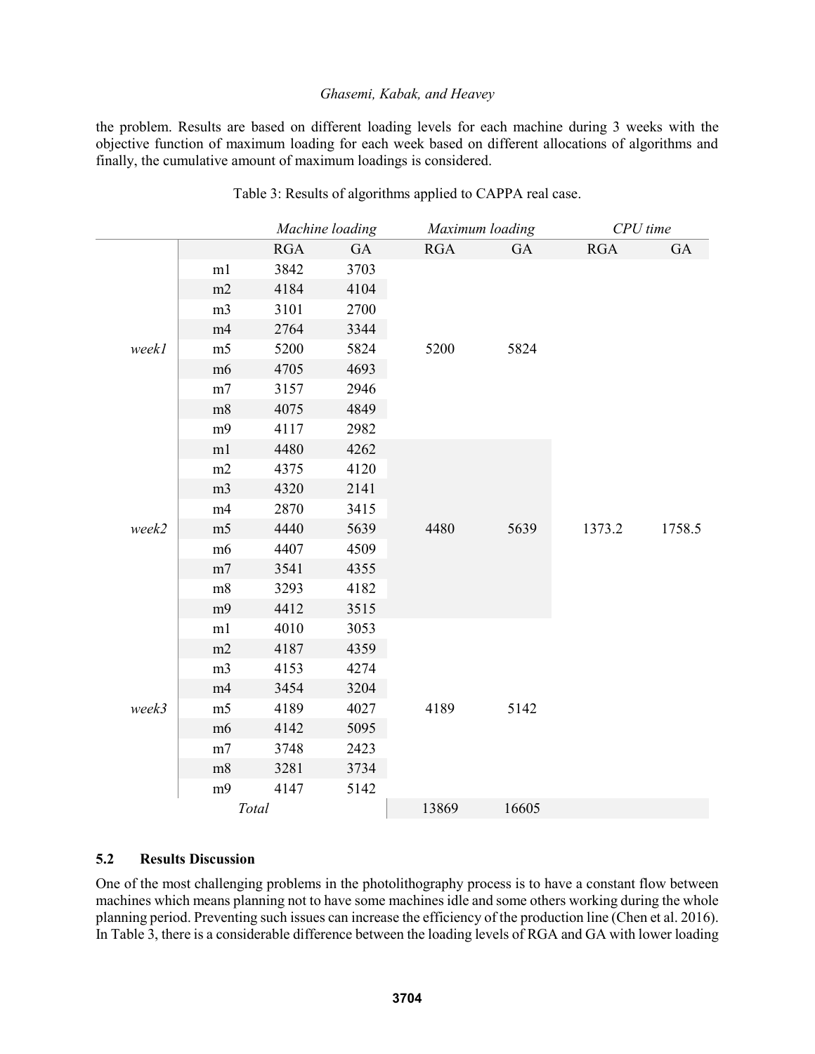the problem. Results are based on different loading levels for each machine during 3 weeks with the objective function of maximum loading for each week based on different allocations of algorithms and finally, the cumulative amount of maximum loadings is considered.

Table 3: Results of algorithms applied to CAPPA real case.

| | | *Machine loading* | | *Maximum loading* | | *CPU time* | |
|---|---|---|---|---|---|---|---|
| | | RGA | GA | RGA | GA | RGA | GA |
| *week1* | m1 | 3842 | 3703 | 5200 | 5824 | 1373.2 | 1758.5 |
| | m2 | 4184 | 4104 | | | | |
| | m3 | 3101 | 2700 | | | | |
| | m4 | 2764 | 3344 | | | | |
| | m5 | 5200 | 5824 | | | | |
| | m6 | 4705 | 4693 | | | | |
| | m7 | 3157 | 2946 | | | | |
| | m8 | 4075 | 4849 | | | | |
| | m9 | 4117 | 2982 | | | | |
| *week2* | m1 | 4480 | 4262 | 4480 | 5639 | | |
| | m2 | 4375 | 4120 | | | | |
| | m3 | 4320 | 2141 | | | | |
| | m4 | 2870 | 3415 | | | | |
| | m5 | 4440 | 5639 | | | | |
| | m6 | 4407 | 4509 | | | | |
| | m7 | 3541 | 4355 | | | | |
| | m8 | 3293 | 4182 | | | | |
| | m9 | 4412 | 3515 | | | | |
| *week3* | m1 | 4010 | 3053 | 4189 | 5142 | | |
| | m2 | 4187 | 4359 | | | | |
| | m3 | 4153 | 4274 | | | | |
| | m4 | 3454 | 3204 | | | | |
| | m5 | 4189 | 4027 | | | | |
| | m6 | 4142 | 5095 | | | | |
| | m7 | 3748 | 2423 | | | | |
| | m8 | 3281 | 3734 | | | | |
| | m9 | 4147 | 5142 | | | | |
| *Total* | | | | 13869 | 16605 | | |

### 5.2 Results Discussion

One of the most challenging problems in the photolithography process is to have a constant flow between machines which means planning not to have some machines idle and some others working during the whole planning period. Preventing such issues can increase the efficiency of the production line (Chen et al. 2016). In Table 3, there is a considerable difference between the loading levels of RGA and GA with lower loading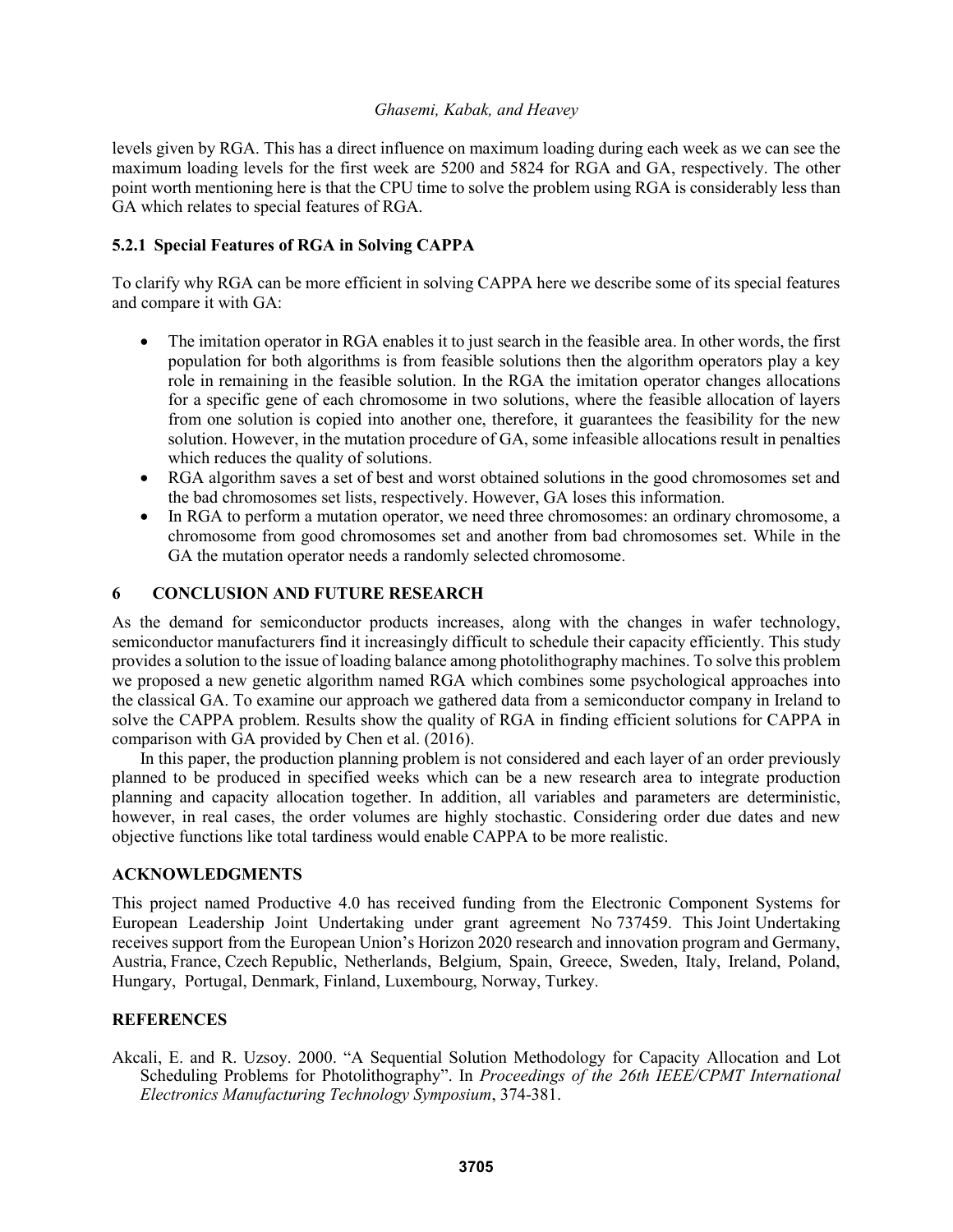levels given by RGA. This has a direct influence on maximum loading during each week as we can see the maximum loading levels for the first week are 5200 and 5824 for RGA and GA, respectively. The other point worth mentioning here is that the CPU time to solve the problem using RGA is considerably less than GA which relates to special features of RGA.

### 5.2.1 Special Features of RGA in Solving CAPPA

To clarify why RGA can be more efficient in solving CAPPA here we describe some of its special features and compare it with GA:

- The imitation operator in RGA enables it to just search in the feasible area. In other words, the first population for both algorithms is from feasible solutions then the algorithm operators play a key role in remaining in the feasible solution. In the RGA the imitation operator changes allocations for a specific gene of each chromosome in two solutions, where the feasible allocation of layers from one solution is copied into another one, therefore, it guarantees the feasibility for the new solution. However, in the mutation procedure of GA, some infeasible allocations result in penalties which reduces the quality of solutions.
- RGA algorithm saves a set of best and worst obtained solutions in the good chromosomes set and the bad chromosomes set lists, respectively. However, GA loses this information.
- In RGA to perform a mutation operator, we need three chromosomes: an ordinary chromosome, a chromosome from good chromosomes set and another from bad chromosomes set. While in the GA the mutation operator needs a randomly selected chromosome.

## 6 CONCLUSION AND FUTURE RESEARCH

As the demand for semiconductor products increases, along with the changes in wafer technology, semiconductor manufacturers find it increasingly difficult to schedule their capacity efficiently. This study provides a solution to the issue of loading balance among photolithography machines. To solve this problem we proposed a new genetic algorithm named RGA which combines some psychological approaches into the classical GA. To examine our approach we gathered data from a semiconductor company in Ireland to solve the CAPPA problem. Results show the quality of RGA in finding efficient solutions for CAPPA in comparison with GA provided by Chen et al. (2016).

In this paper, the production planning problem is not considered and each layer of an order previously planned to be produced in specified weeks which can be a new research area to integrate production planning and capacity allocation together. In addition, all variables and parameters are deterministic, however, in real cases, the order volumes are highly stochastic. Considering order due dates and new objective functions like total tardiness would enable CAPPA to be more realistic.

## ACKNOWLEDGMENTS

This project named Productive 4.0 has received funding from the Electronic Component Systems for European Leadership Joint Undertaking under grant agreement No 737459. This Joint Undertaking receives support from the European Union's Horizon 2020 research and innovation program and Germany, Austria, France, Czech Republic, Netherlands, Belgium, Spain, Greece, Sweden, Italy, Ireland, Poland, Hungary, Portugal, Denmark, Finland, Luxembourg, Norway, Turkey.

## REFERENCES

Akcali, E. and R. Uzsoy. 2000. "A Sequential Solution Methodology for Capacity Allocation and Lot Scheduling Problems for Photolithography". In *Proceedings of the 26th IEEE/CPMT International Electronics Manufacturing Technology Symposium*, 374-381.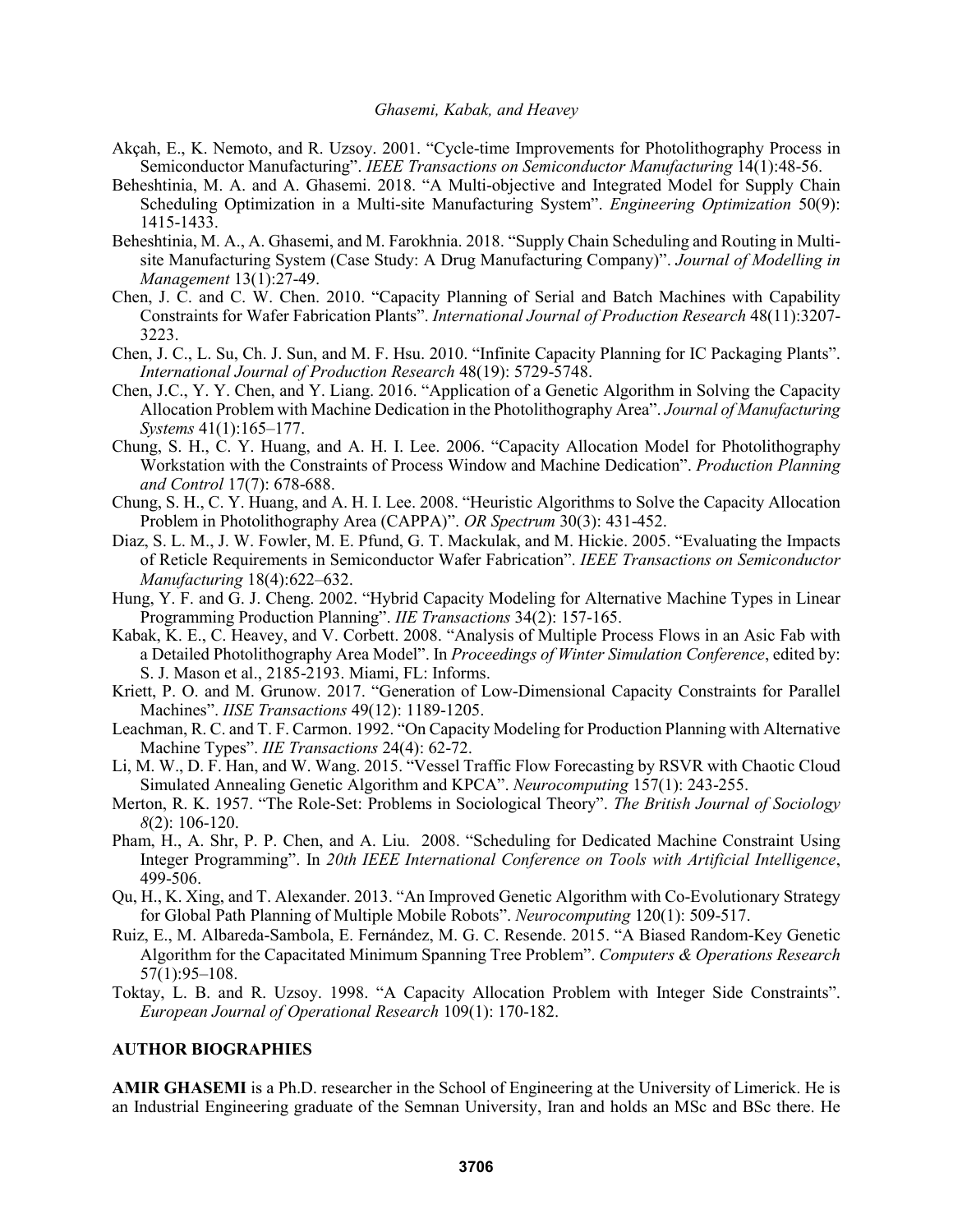Akçah, E., K. Nemoto, and R. Uzsoy. 2001. "Cycle-time Improvements for Photolithography Process in Semiconductor Manufacturing". *IEEE Transactions on Semiconductor Manufacturing* 14(1):48-56.

Beheshtinia, M. A. and A. Ghasemi. 2018. "A Multi-objective and Integrated Model for Supply Chain Scheduling Optimization in a Multi-site Manufacturing System". *Engineering Optimization* 50(9): 1415-1433.

Beheshtinia, M. A., A. Ghasemi, and M. Farokhnia. 2018. "Supply Chain Scheduling and Routing in Multi-site Manufacturing System (Case Study: A Drug Manufacturing Company)". *Journal of Modelling in Management* 13(1):27-49.

Chen, J. C. and C. W. Chen. 2010. "Capacity Planning of Serial and Batch Machines with Capability Constraints for Wafer Fabrication Plants". *International Journal of Production Research* 48(11):3207-3223.

Chen, J. C., L. Su, Ch. J. Sun, and M. F. Hsu. 2010. "Infinite Capacity Planning for IC Packaging Plants". *International Journal of Production Research* 48(19): 5729-5748.

Chen, J.C., Y. Y. Chen, and Y. Liang. 2016. "Application of a Genetic Algorithm in Solving the Capacity Allocation Problem with Machine Dedication in the Photolithography Area". *Journal of Manufacturing Systems* 41(1):165–177.

Chung, S. H., C. Y. Huang, and A. H. I. Lee. 2006. "Capacity Allocation Model for Photolithography Workstation with the Constraints of Process Window and Machine Dedication". *Production Planning and Control* 17(7): 678-688.

Chung, S. H., C. Y. Huang, and A. H. I. Lee. 2008. "Heuristic Algorithms to Solve the Capacity Allocation Problem in Photolithography Area (CAPPA)". *OR Spectrum* 30(3): 431-452.

Diaz, S. L. M., J. W. Fowler, M. E. Pfund, G. T. Mackulak, and M. Hickie. 2005. "Evaluating the Impacts of Reticle Requirements in Semiconductor Wafer Fabrication". *IEEE Transactions on Semiconductor Manufacturing* 18(4):622–632.

Hung, Y. F. and G. J. Cheng. 2002. "Hybrid Capacity Modeling for Alternative Machine Types in Linear Programming Production Planning". *IIE Transactions* 34(2): 157-165.

Kabak, K. E., C. Heavey, and V. Corbett. 2008. "Analysis of Multiple Process Flows in an Asic Fab with a Detailed Photolithography Area Model". In *Proceedings of Winter Simulation Conference*, edited by: S. J. Mason et al., 2185-2193. Miami, FL: Informs.

Kriett, P. O. and M. Grunow. 2017. "Generation of Low-Dimensional Capacity Constraints for Parallel Machines". *IISE Transactions* 49(12): 1189-1205.

Leachman, R. C. and T. F. Carmon. 1992. "On Capacity Modeling for Production Planning with Alternative Machine Types". *IIE Transactions* 24(4): 62-72.

Li, M. W., D. F. Han, and W. Wang. 2015. "Vessel Traffic Flow Forecasting by RSVR with Chaotic Cloud Simulated Annealing Genetic Algorithm and KPCA". *Neurocomputing* 157(1): 243-255.

Merton, R. K. 1957. "The Role-Set: Problems in Sociological Theory". *The British Journal of Sociology 8*(2): 106-120.

Pham, H., A. Shr, P. P. Chen, and A. Liu. 2008. "Scheduling for Dedicated Machine Constraint Using Integer Programming". In *20th IEEE International Conference on Tools with Artificial Intelligence*, 499-506.

Qu, H., K. Xing, and T. Alexander. 2013. "An Improved Genetic Algorithm with Co-Evolutionary Strategy for Global Path Planning of Multiple Mobile Robots". *Neurocomputing* 120(1): 509-517.

Ruiz, E., M. Albareda-Sambola, E. Fernández, M. G. C. Resende. 2015. "A Biased Random-Key Genetic Algorithm for the Capacitated Minimum Spanning Tree Problem". *Computers & Operations Research* 57(1):95–108.

Toktay, L. B. and R. Uzsoy. 1998. "A Capacity Allocation Problem with Integer Side Constraints". *European Journal of Operational Research* 109(1): 170-182.

## AUTHOR BIOGRAPHIES

**AMIR GHASEMI** is a Ph.D. researcher in the School of Engineering at the University of Limerick. He is an Industrial Engineering graduate of the Semnan University, Iran and holds an MSc and BSc there. He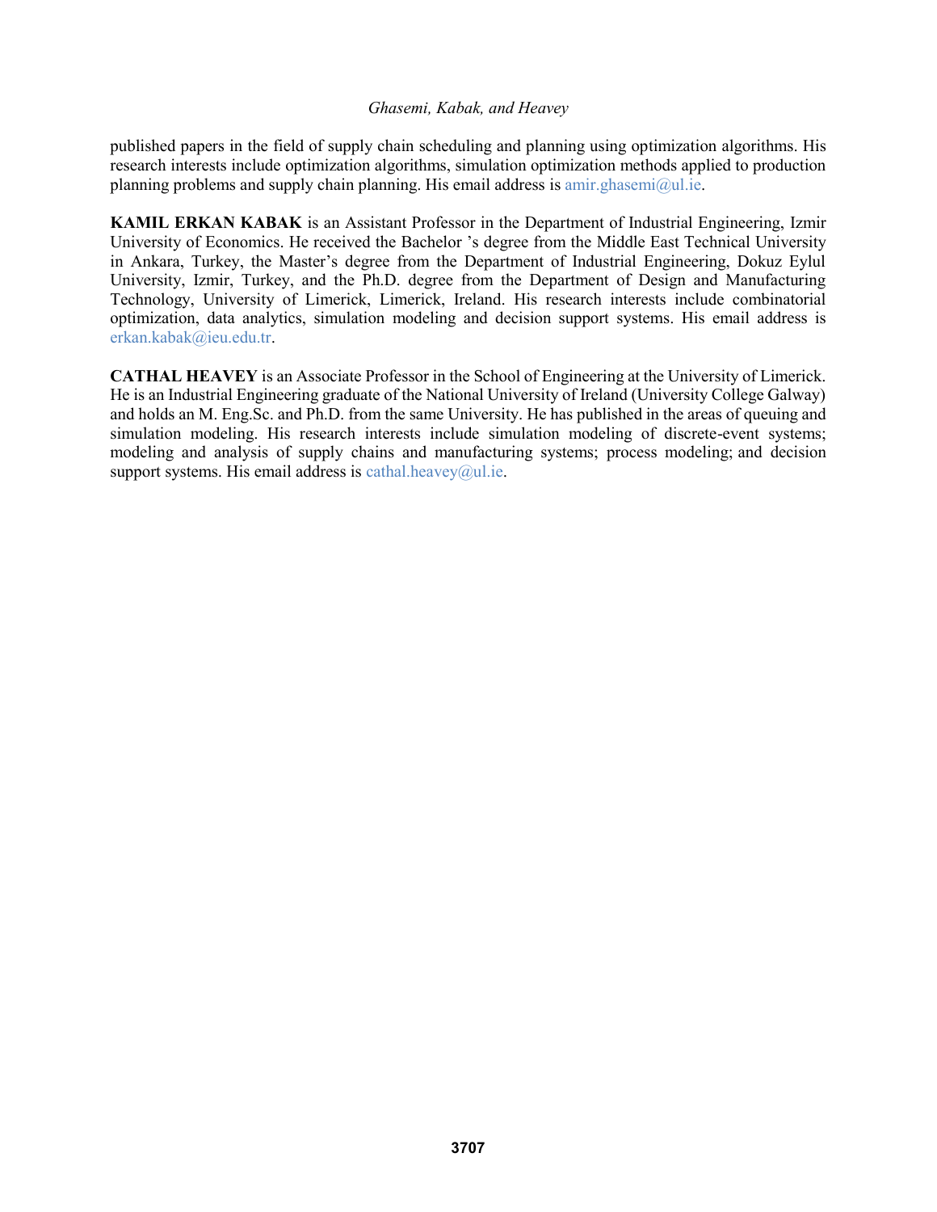published papers in the field of supply chain scheduling and planning using optimization algorithms. His research interests include optimization algorithms, simulation optimization methods applied to production planning problems and supply chain planning. His email address is amir.ghasemi@ul.ie.

**KAMIL ERKAN KABAK** is an Assistant Professor in the Department of Industrial Engineering, Izmir University of Economics. He received the Bachelor 's degree from the Middle East Technical University in Ankara, Turkey, the Master's degree from the Department of Industrial Engineering, Dokuz Eylul University, Izmir, Turkey, and the Ph.D. degree from the Department of Design and Manufacturing Technology, University of Limerick, Limerick, Ireland. His research interests include combinatorial optimization, data analytics, simulation modeling and decision support systems. His email address is erkan.kabak@ieu.edu.tr.

**CATHAL HEAVEY** is an Associate Professor in the School of Engineering at the University of Limerick. He is an Industrial Engineering graduate of the National University of Ireland (University College Galway) and holds an M. Eng.Sc. and Ph.D. from the same University. He has published in the areas of queuing and simulation modeling. His research interests include simulation modeling of discrete-event systems; modeling and analysis of supply chains and manufacturing systems; process modeling; and decision support systems. His email address is cathal.heavey@ul.ie.